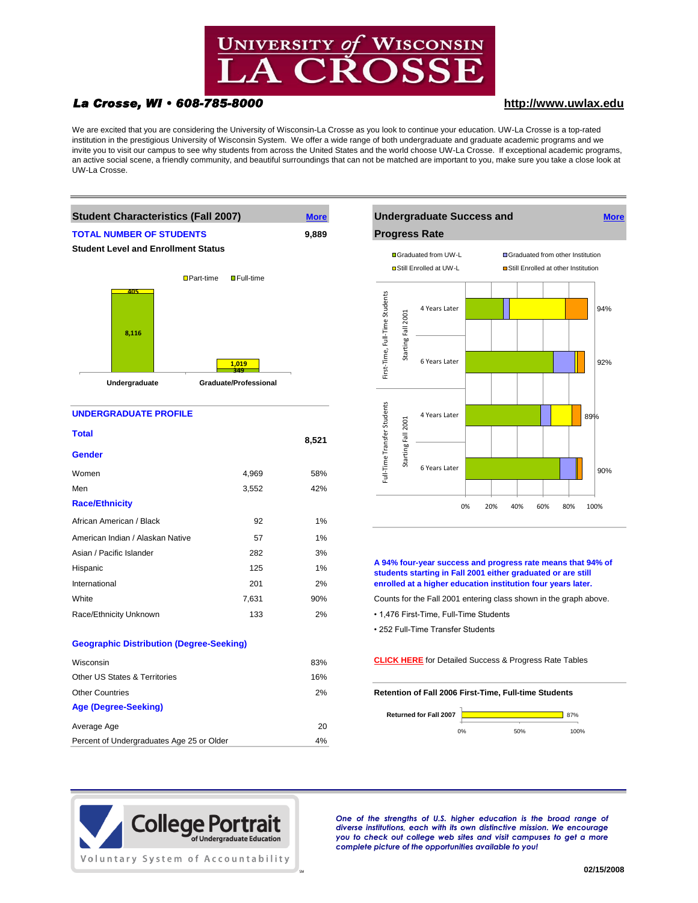# UNIVERSITY of WISCONSIN LA CROSSE

***La Crosse, WI • 608-785-8000***

**http://www.uwlax.edu**

We are excited that you are considering the University of Wisconsin-La Crosse as you look to continue your education. UW-La Crosse is a top-rated institution in the prestigious University of Wisconsin System. We offer a wide range of both undergraduate and graduate academic programs and we invite you to visit our campus to see why students from across the United States and the world choose UW-La Crosse. If exceptional academic programs, an active social scene, a friendly community, and beautiful surroundings that can not be matched are important to you, make sure you take a close look at UW-La Crosse.

## Student Characteristics (Fall 2007) [More]

**TOTAL NUMBER OF STUDENTS** **9,889**

**Student Level and Enrollment Status**

| | Part-time | Full-time |
|---|---|---|
| Undergraduate | 405 | 8,116 |
| Graduate/Professional | 1,019 | 349 |

### UNDERGRADUATE PROFILE

| | | |
|---|---|---|
| **Total** | | **8,521** |
| **Gender** | | |
| Women | 4,969 | 58% |
| Men | 3,552 | 42% |
| **Race/Ethnicity** | | |
| African American / Black | 92 | 1% |
| American Indian / Alaskan Native | 57 | 1% |
| Asian / Pacific Islander | 282 | 3% |
| Hispanic | 125 | 1% |
| International | 201 | 2% |
| White | 7,631 | 90% |
| Race/Ethnicity Unknown | 133 | 2% |

**Geographic Distribution (Degree-Seeking)**

| | |
|---|---|
| Wisconsin | 83% |
| Other US States & Territories | 16% |
| Other Countries | 2% |

**Age (Degree-Seeking)**

| | |
|---|---|
| Average Age | 20 |
| Percent of Undergraduates Age 25 or Older | 4% |

## Undergraduate Success and Progress Rate [More]

Legend: Graduated from UW-L; Graduated from other Institution; Still Enrolled at UW-L; Still Enrolled at other Institution

| Group | Period | Total |
|---|---|---|
| First-Time, Full-Time Students Starting Fall 2001 | 4 Years Later | 94% |
| First-Time, Full-Time Students Starting Fall 2001 | 6 Years Later | 92% |
| Full-Time Transfer Students Starting Fall 2001 | 4 Years Later | 89% |
| Full-Time Transfer Students Starting Fall 2001 | 6 Years Later | 90% |

**A 94% four-year success and progress rate means that 94% of students starting in Fall 2001 either graduated or are still enrolled at a higher education institution four years later.**

Counts for the Fall 2001 entering class shown in the graph above.

- 1,476 First-Time, Full-Time Students
- 252 Full-Time Transfer Students

CLICK HERE for Detailed Success & Progress Rate Tables

**Retention of Fall 2006 First-Time, Full-time Students**

| | |
|---|---|
| Returned for Fall 2007 | 87% |

College Portrait of Undergraduate Education — Voluntary System of Accountability

*One of the strengths of U.S. higher education is the broad range of diverse institutions, each with its own distinctive mission. We encourage you to check out college web sites and visit campuses to get a more complete picture of the opportunities available to you!*

02/15/2008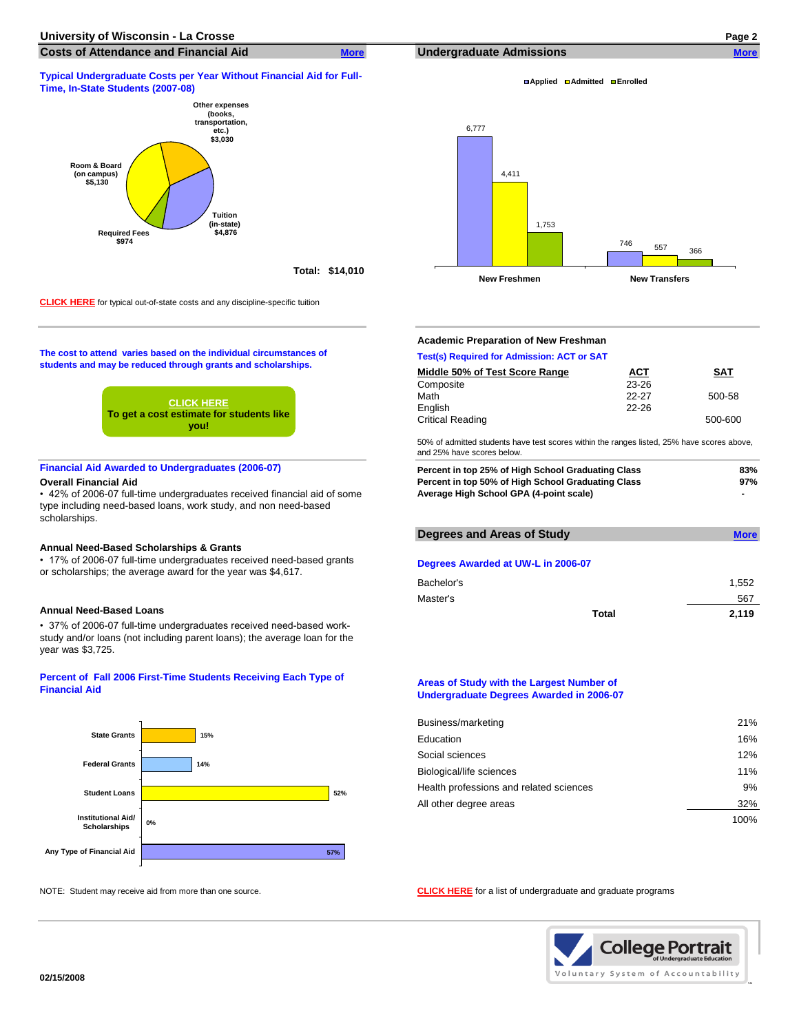# University of Wisconsin - La Crosse

## Costs of Attendance and Financial Aid

More

### Typical Undergraduate Costs per Year Without Financial Aid for Full-Time, In-State Students (2007-08)

| Item | Cost |
|---|---|
| Tuition (in-state) | $4,876 |
| Required Fees | $974 |
| Room & Board (on campus) | $5,130 |
| Other expenses (books, transportation, etc.) | $3,030 |
| **Total:** | **$14,010** |

CLICK HERE for typical out-of-state costs and any discipline-specific tuition

The cost to attend varies based on the individual circumstances of students and may be reduced through grants and scholarships.

CLICK HERE
To get a cost estimate for students like you!

### Financial Aid Awarded to Undergraduates (2006-07)

**Overall Financial Aid**

- 42% of 2006-07 full-time undergraduates received financial aid of some type including need-based loans, work study, and non need-based scholarships.

**Annual Need-Based Scholarships & Grants**

- 17% of 2006-07 full-time undergraduates received need-based grants or scholarships; the average award for the year was $4,617.

**Annual Need-Based Loans**

- 37% of 2006-07 full-time undergraduates received need-based work-study and/or loans (not including parent loans); the average loan for the year was $3,725.

### Percent of Fall 2006 First-Time Students Receiving Each Type of Financial Aid

| Type of Financial Aid | Percent |
|---|---|
| State Grants | 15% |
| Federal Grants | 14% |
| Student Loans | 52% |
| Institutional Aid/ Scholarships | 0% |
| Any Type of Financial Aid | 57% |

NOTE: Student may receive aid from more than one source.

## Undergraduate Admissions

More

| | Applied | Admitted | Enrolled |
|---|---|---|---|
| New Freshmen | 6,777 | 4,411 | 1,753 |
| New Transfers | 746 | 557 | 366 |

### Academic Preparation of New Freshman

Test(s) Required for Admission: ACT or SAT

| Middle 50% of Test Score Range | ACT | SAT |
|---|---|---|
| Composite | 23-26 | |
| Math | 22-27 | 500-58 |
| English | 22-26 | |
| Critical Reading | | 500-600 |

50% of admitted students have test scores within the ranges listed, 25% have scores above, and 25% have scores below.

| | |
|---|---|
| **Percent in top 25% of High School Graduating Class** | **83%** |
| **Percent in top 50% of High School Graduating Class** | **97%** |
| **Average High School GPA (4-point scale)** | **-** |

## Degrees and Areas of Study

More

### Degrees Awarded at UW-L in 2006-07

| Degree | Number |
|---|---|
| Bachelor's | 1,552 |
| Master's | 567 |
| **Total** | **2,119** |

### Areas of Study with the Largest Number of Undergraduate Degrees Awarded in 2006-07

| Area of Study | Percent |
|---|---|
| Business/marketing | 21% |
| Education | 16% |
| Social sciences | 12% |
| Biological/life sciences | 11% |
| Health professions and related sciences | 9% |
| All other degree areas | 32% |
| | 100% |

CLICK HERE for a list of undergraduate and graduate programs

College Portrait of Undergraduate Education
Voluntary System of Accountability

02/15/2008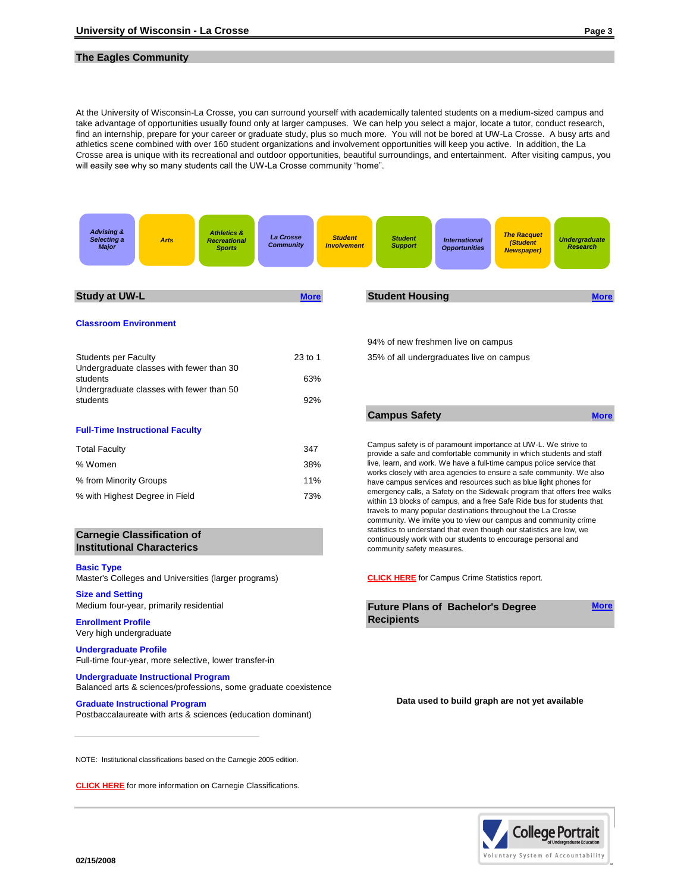## The Eagles Community

At the University of Wisconsin-La Crosse, you can surround yourself with academically talented students on a medium-sized campus and take advantage of opportunities usually found only at larger campuses. We can help you select a major, locate a tutor, conduct research, find an internship, prepare for your career or graduate study, plus so much more. You will not be bored at UW-La Crosse. A busy arts and athletics scene combined with over 160 student organizations and involvement opportunities will keep you active. In addition, the La Crosse area is unique with its recreational and outdoor opportunities, beautiful surroundings, and entertainment. After visiting campus, you will easily see why so many students call the UW-La Crosse community "home".

*Advising & Selecting a Major* | *Arts* | *Athletics & Recreational Sports* | *La Crosse Community* | *Student Involvement* | *Student Support* | *International Opportunities* | *The Racquet (Student Newspaper)* | *Undergraduate Research*

## Study at UW-L

More

### Classroom Environment

| | |
|---|---|
| Students per Faculty | 23 to 1 |
| Undergraduate classes with fewer than 30 students | 63% |
| Undergraduate classes with fewer than 50 students | 92% |

### Full-Time Instructional Faculty

| | |
|---|---|
| Total Faculty | 347 |
| % Women | 38% |
| % from Minority Groups | 11% |
| % with Highest Degree in Field | 73% |

## Carnegie Classification of Institutional Characterics

**Basic Type**
Master's Colleges and Universities (larger programs)

**Size and Setting**
Medium four-year, primarily residential

**Enrollment Profile**
Very high undergraduate

**Undergraduate Profile**
Full-time four-year, more selective, lower transfer-in

**Undergraduate Instructional Program**
Balanced arts & sciences/professions, some graduate coexistence

**Graduate Instructional Program**
Postbaccalaureate with arts & sciences (education dominant)

NOTE: Institutional classifications based on the Carnegie 2005 edition.

**CLICK HERE** for more information on Carnegie Classifications.

## Student Housing

More

94% of new freshmen live on campus

35% of all undergraduates live on campus

## Campus Safety

More

Campus safety is of paramount importance at UW-L. We strive to provide a safe and comfortable community in which students and staff live, learn, and work. We have a full-time campus police service that works closely with area agencies to ensure a safe community. We also have campus services and resources such as blue light phones for emergency calls, a Safety on the Sidewalk program that offers free walks within 13 blocks of campus, and a free Safe Ride bus for students that travels to many popular destinations throughout the La Crosse community. We invite you to view our campus and community crime statistics to understand that even though our statistics are low, we continuously work with our students to encourage personal and community safety measures.

**CLICK HERE** for Campus Crime Statistics report.

## Future Plans of Bachelor's Degree Recipients

More

**Data used to build graph are not yet available**

College Portrait of Undergraduate Education — Voluntary System of Accountability

02/15/2008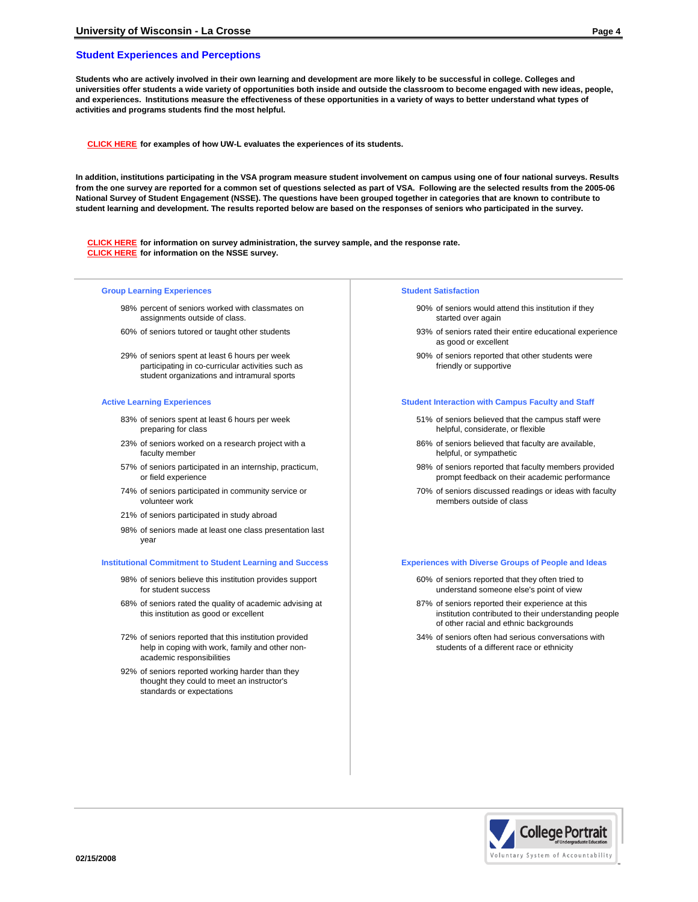## Student Experiences and Perceptions

**Students who are actively involved in their own learning and development are more likely to be successful in college. Colleges and universities offer students a wide variety of opportunities both inside and outside the classroom to become engaged with new ideas, people, and experiences. Institutions measure the effectiveness of these opportunities in a variety of ways to better understand what types of activities and programs students find the most helpful.**

**CLICK HERE for examples of how UW-L evaluates the experiences of its students.**

**In addition, institutions participating in the VSA program measure student involvement on campus using one of four national surveys. Results from the one survey are reported for a common set of questions selected as part of VSA. Following are the selected results from the 2005-06 National Survey of Student Engagement (NSSE). The questions have been grouped together in categories that are known to contribute to student learning and development. The results reported below are based on the responses of seniors who participated in the survey.**

**CLICK HERE for information on survey administration, the survey sample, and the response rate.**
**CLICK HERE for information on the NSSE survey.**

### Group Learning Experiences

- 98% percent of seniors worked with classmates on assignments outside of class.
- 60% of seniors tutored or taught other students
- 29% of seniors spent at least 6 hours per week participating in co-curricular activities such as student organizations and intramural sports

### Active Learning Experiences

- 83% of seniors spent at least 6 hours per week preparing for class
- 23% of seniors worked on a research project with a faculty member
- 57% of seniors participated in an internship, practicum, or field experience
- 74% of seniors participated in community service or volunteer work
- 21% of seniors participated in study abroad
- 98% of seniors made at least one class presentation last year

### Institutional Commitment to Student Learning and Success

- 98% of seniors believe this institution provides support for student success
- 68% of seniors rated the quality of academic advising at this institution as good or excellent
- 72% of seniors reported that this institution provided help in coping with work, family and other non-academic responsibilities
- 92% of seniors reported working harder than they thought they could to meet an instructor's standards or expectations

### Student Satisfaction

- 90% of seniors would attend this institution if they started over again
- 93% of seniors rated their entire educational experience as good or excellent
- 90% of seniors reported that other students were friendly or supportive

### Student Interaction with Campus Faculty and Staff

- 51% of seniors believed that the campus staff were helpful, considerate, or flexible
- 86% of seniors believed that faculty are available, helpful, or sympathetic
- 98% of seniors reported that faculty members provided prompt feedback on their academic performance
- 70% of seniors discussed readings or ideas with faculty members outside of class

### Experiences with Diverse Groups of People and Ideas

- 60% of seniors reported that they often tried to understand someone else's point of view
- 87% of seniors reported their experience at this institution contributed to their understanding people of other racial and ethnic backgrounds
- 34% of seniors often had serious conversations with students of a different race or ethnicity

02/15/2008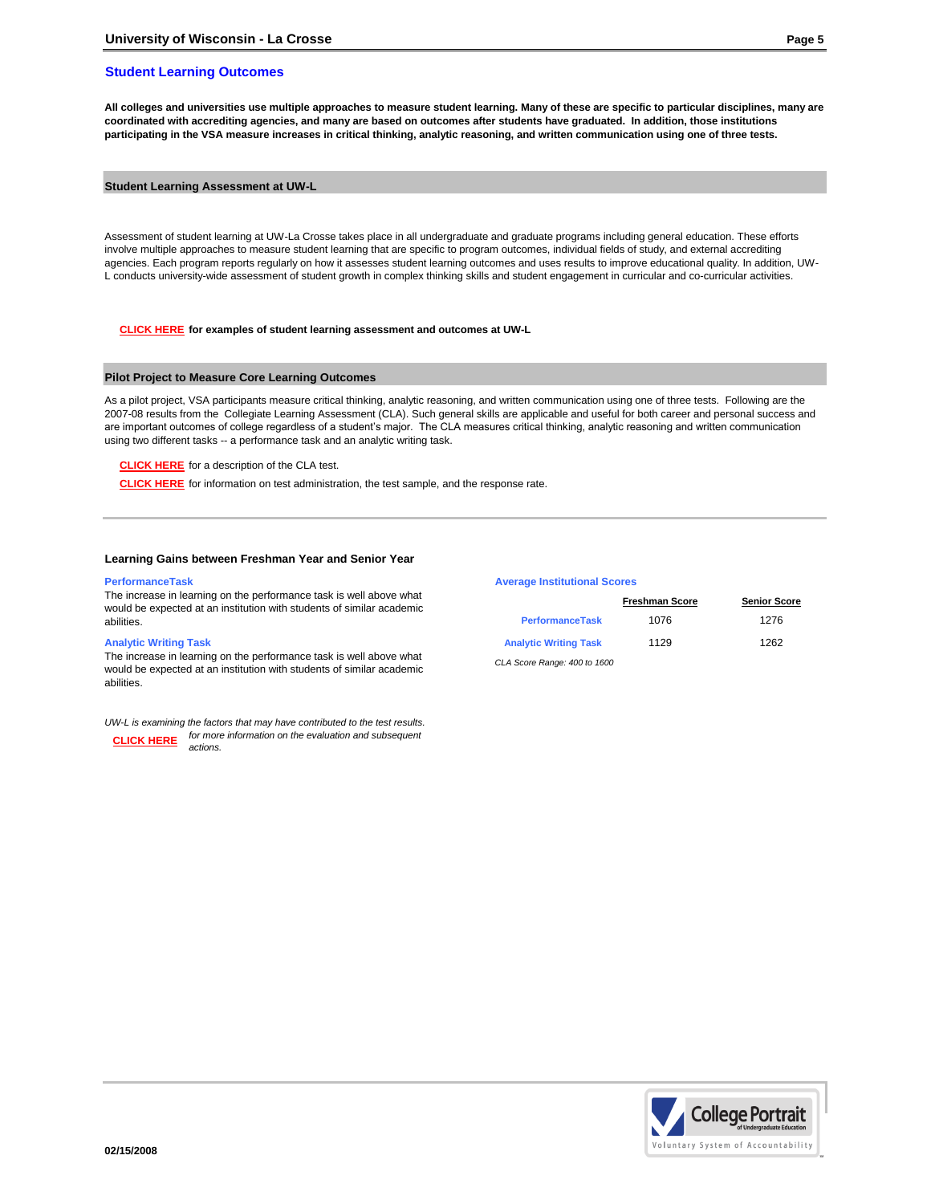## Student Learning Outcomes

**All colleges and universities use multiple approaches to measure student learning. Many of these are specific to particular disciplines, many are coordinated with accrediting agencies, and many are based on outcomes after students have graduated. In addition, those institutions participating in the VSA measure increases in critical thinking, analytic reasoning, and written communication using one of three tests.**

### Student Learning Assessment at UW-L

Assessment of student learning at UW-La Crosse takes place in all undergraduate and graduate programs including general education. These efforts involve multiple approaches to measure student learning that are specific to program outcomes, individual fields of study, and external accrediting agencies. Each program reports regularly on how it assesses student learning outcomes and uses results to improve educational quality. In addition, UW-L conducts university-wide assessment of student growth in complex thinking skills and student engagement in curricular and co-curricular activities.

**CLICK HERE for examples of student learning assessment and outcomes at UW-L**

### Pilot Project to Measure Core Learning Outcomes

As a pilot project, VSA participants measure critical thinking, analytic reasoning, and written communication using one of three tests. Following are the 2007-08 results from the Collegiate Learning Assessment (CLA). Such general skills are applicable and useful for both career and personal success and are important outcomes of college regardless of a student's major. The CLA measures critical thinking, analytic reasoning and written communication using two different tasks -- a performance task and an analytic writing task.

CLICK HERE for a description of the CLA test.

CLICK HERE for information on test administration, the test sample, and the response rate.

### Learning Gains between Freshman Year and Senior Year

**PerformanceTask**

The increase in learning on the performance task is well above what would be expected at an institution with students of similar academic abilities.

**Analytic Writing Task**

The increase in learning on the performance task is well above what would be expected at an institution with students of similar academic abilities.

*UW-L is examining the factors that may have contributed to the test results.*

CLICK HERE *for more information on the evaluation and subsequent actions.*

**Average Institutional Scores**

| | Freshman Score | Senior Score |
|---|---|---|
| PerformanceTask | 1076 | 1276 |
| Analytic Writing Task | 1129 | 1262 |

*CLA Score Range: 400 to 1600*

02/15/2008